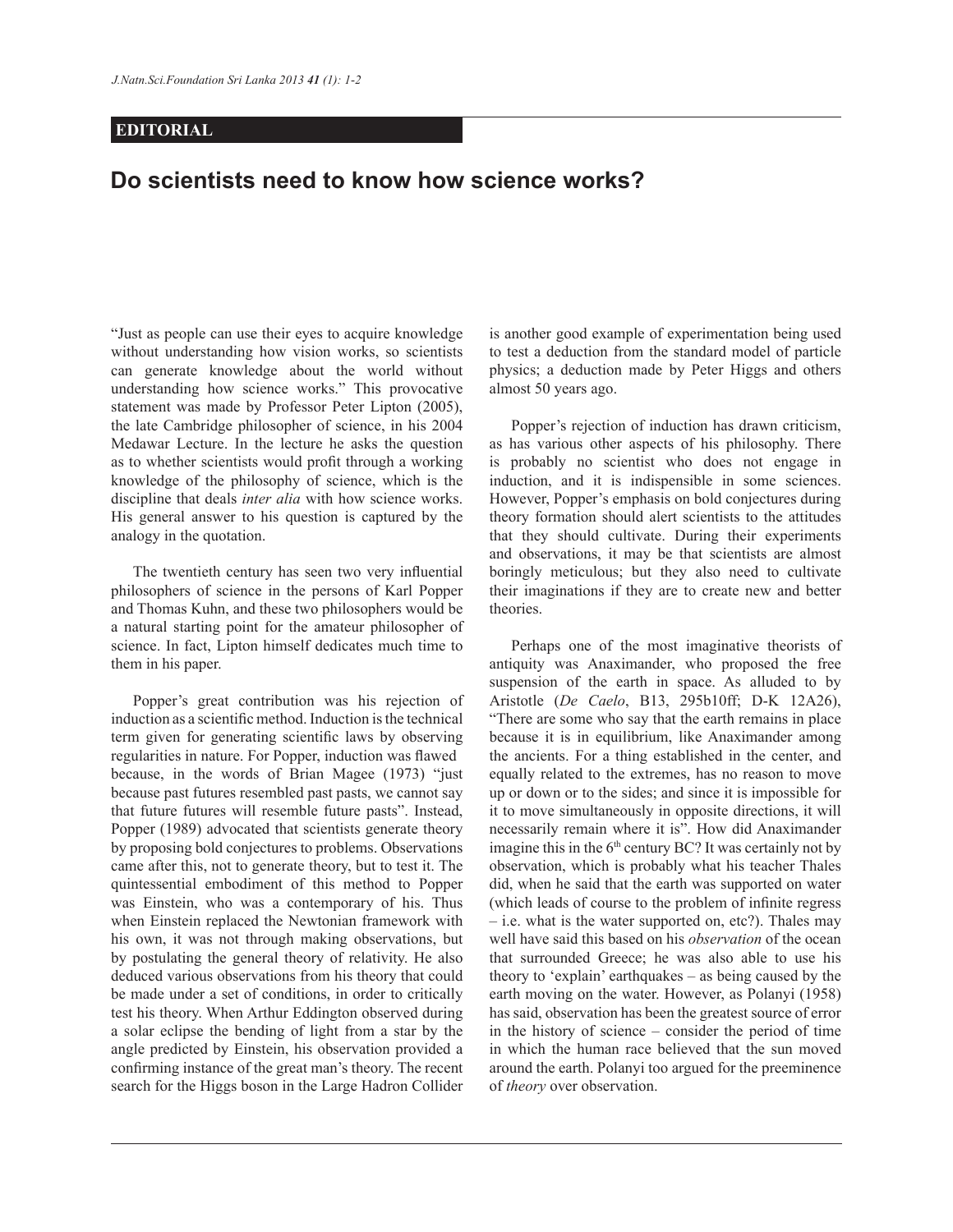**EDITORIAL**

# Do scientists need to know how science works?

"Just as people can use their eyes to acquire knowledge without understanding how vision works, so scientists can generate knowledge about the world without understanding how science works." This provocative statement was made by Professor Peter Lipton (2005), the late Cambridge philosopher of science, in his 2004 Medawar Lecture. In the lecture he asks the question as to whether scientists would profit through a working knowledge of the philosophy of science, which is the discipline that deals *inter alia* with how science works. His general answer to his question is captured by the analogy in the quotation.

The twentieth century has seen two very influential philosophers of science in the persons of Karl Popper and Thomas Kuhn, and these two philosophers would be a natural starting point for the amateur philosopher of science. In fact, Lipton himself dedicates much time to them in his paper.

Popper's great contribution was his rejection of induction as a scientific method. Induction is the technical term given for generating scientific laws by observing regularities in nature. For Popper, induction was flawed because, in the words of Brian Magee (1973) "just because past futures resembled past pasts, we cannot say that future futures will resemble future pasts". Instead, Popper (1989) advocated that scientists generate theory by proposing bold conjectures to problems. Observations came after this, not to generate theory, but to test it. The quintessential embodiment of this method to Popper was Einstein, who was a contemporary of his. Thus when Einstein replaced the Newtonian framework with his own, it was not through making observations, but by postulating the general theory of relativity. He also deduced various observations from his theory that could be made under a set of conditions, in order to critically test his theory. When Arthur Eddington observed during a solar eclipse the bending of light from a star by the angle predicted by Einstein, his observation provided a confirming instance of the great man's theory. The recent search for the Higgs boson in the Large Hadron Collider is another good example of experimentation being used to test a deduction from the standard model of particle physics; a deduction made by Peter Higgs and others almost 50 years ago.

Popper's rejection of induction has drawn criticism, as has various other aspects of his philosophy. There is probably no scientist who does not engage in induction, and it is indispensible in some sciences. However, Popper's emphasis on bold conjectures during theory formation should alert scientists to the attitudes that they should cultivate. During their experiments and observations, it may be that scientists are almost boringly meticulous; but they also need to cultivate their imaginations if they are to create new and better theories.

Perhaps one of the most imaginative theorists of antiquity was Anaximander, who proposed the free suspension of the earth in space. As alluded to by Aristotle (*De Caelo*, B13, 295b10ff; D-K 12A26), "There are some who say that the earth remains in place because it is in equilibrium, like Anaximander among the ancients. For a thing established in the center, and equally related to the extremes, has no reason to move up or down or to the sides; and since it is impossible for it to move simultaneously in opposite directions, it will necessarily remain where it is". How did Anaximander imagine this in the 6th century BC? It was certainly not by observation, which is probably what his teacher Thales did, when he said that the earth was supported on water (which leads of course to the problem of infinite regress – i.e. what is the water supported on, etc?). Thales may well have said this based on his *observation* of the ocean that surrounded Greece; he was also able to use his theory to 'explain' earthquakes – as being caused by the earth moving on the water. However, as Polanyi (1958) has said, observation has been the greatest source of error in the history of science – consider the period of time in which the human race believed that the sun moved around the earth. Polanyi too argued for the preeminence of *theory* over observation.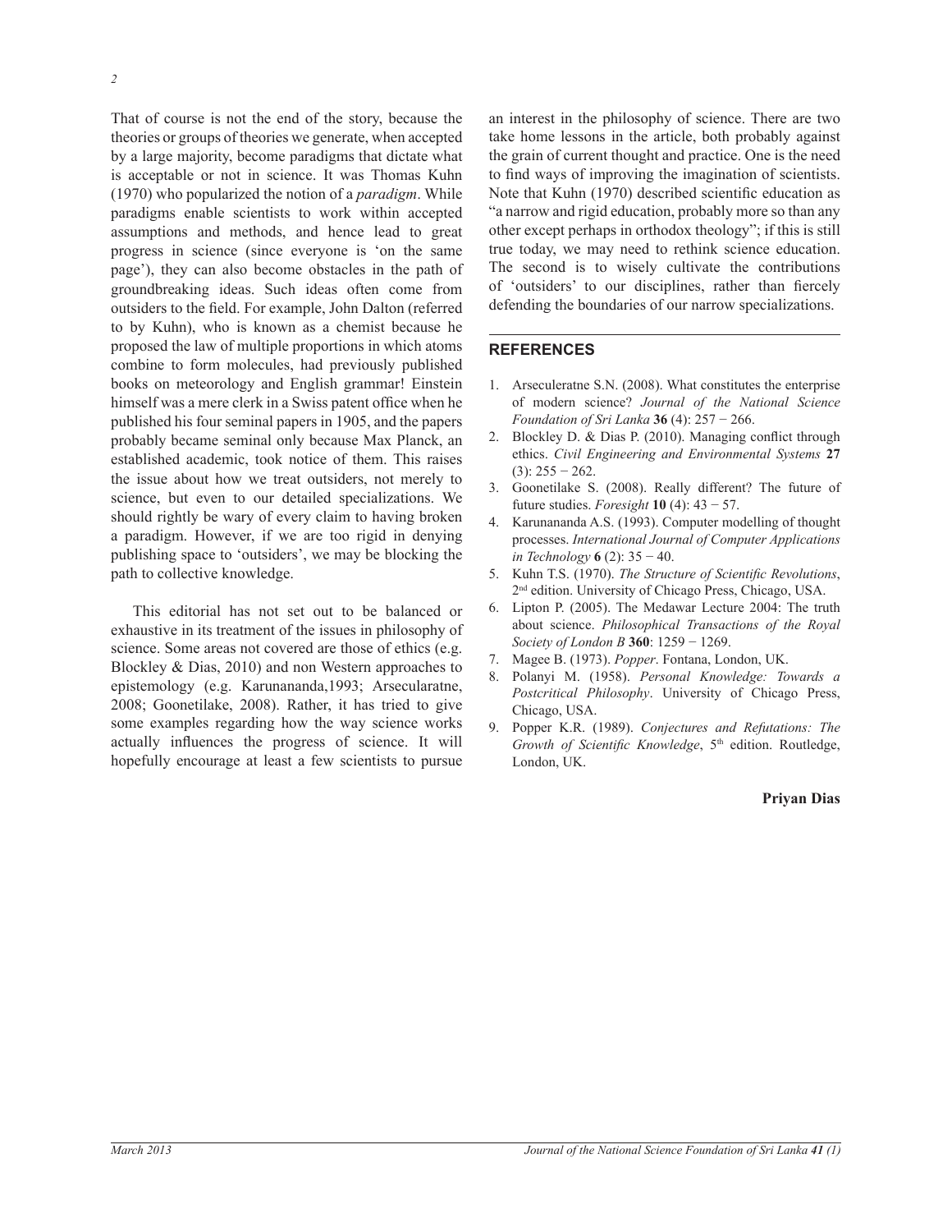That of course is not the end of the story, because the theories or groups of theories we generate, when accepted by a large majority, become paradigms that dictate what is acceptable or not in science. It was Thomas Kuhn (1970) who popularized the notion of a *paradigm*. While paradigms enable scientists to work within accepted assumptions and methods, and hence lead to great progress in science (since everyone is 'on the same page'), they can also become obstacles in the path of groundbreaking ideas. Such ideas often come from outsiders to the field. For example, John Dalton (referred to by Kuhn), who is known as a chemist because he proposed the law of multiple proportions in which atoms combine to form molecules, had previously published books on meteorology and English grammar! Einstein himself was a mere clerk in a Swiss patent office when he published his four seminal papers in 1905, and the papers probably became seminal only because Max Planck, an established academic, took notice of them. This raises the issue about how we treat outsiders, not merely to science, but even to our detailed specializations. We should rightly be wary of every claim to having broken a paradigm. However, if we are too rigid in denying publishing space to 'outsiders', we may be blocking the path to collective knowledge.

This editorial has not set out to be balanced or exhaustive in its treatment of the issues in philosophy of science. Some areas not covered are those of ethics (e.g. Blockley & Dias, 2010) and non Western approaches to epistemology (e.g. Karunananda,1993; Arsecularatne, 2008; Goonetilake, 2008). Rather, it has tried to give some examples regarding how the way science works actually influences the progress of science. It will hopefully encourage at least a few scientists to pursue an interest in the philosophy of science. There are two take home lessons in the article, both probably against the grain of current thought and practice. One is the need to find ways of improving the imagination of scientists. Note that Kuhn (1970) described scientific education as "a narrow and rigid education, probably more so than any other except perhaps in orthodox theology"; if this is still true today, we may need to rethink science education. The second is to wisely cultivate the contributions of 'outsiders' to our disciplines, rather than fiercely defending the boundaries of our narrow specializations.

## REFERENCES

1. Arseculeratne S.N. (2008). What constitutes the enterprise of modern science? *Journal of the National Science Foundation of Sri Lanka* **36** (4): 257 − 266.
2. Blockley D. & Dias P. (2010). Managing conflict through ethics. *Civil Engineering and Environmental Systems* **27** (3): 255 − 262.
3. Goonetilake S. (2008). Really different? The future of future studies. *Foresight* **10** (4): 43 − 57.
4. Karunananda A.S. (1993). Computer modelling of thought processes. *International Journal of Computer Applications in Technology* **6** (2): 35 − 40.
5. Kuhn T.S. (1970). *The Structure of Scientific Revolutions*, 2nd edition. University of Chicago Press, Chicago, USA.
6. Lipton P. (2005). The Medawar Lecture 2004: The truth about science. *Philosophical Transactions of the Royal Society of London B* **360**: 1259 − 1269.
7. Magee B. (1973). *Popper*. Fontana, London, UK.
8. Polanyi M. (1958). *Personal Knowledge: Towards a Postcritical Philosophy*. University of Chicago Press, Chicago, USA.
9. Popper K.R. (1989). *Conjectures and Refutations: The Growth of Scientific Knowledge*, 5th edition. Routledge, London, UK.

**Priyan Dias**